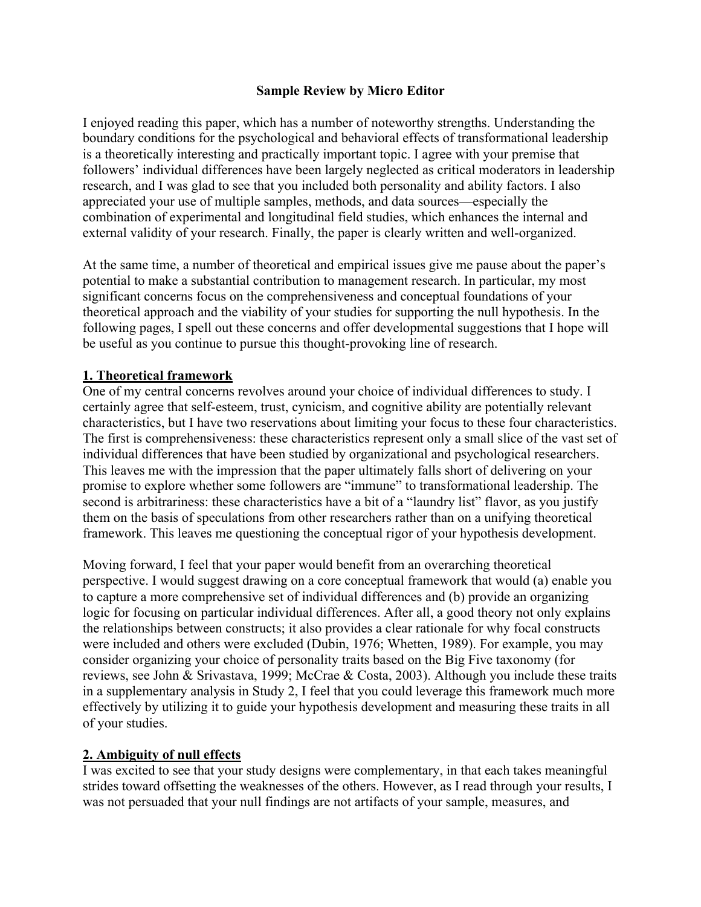# Sample Review by Micro Editor

I enjoyed reading this paper, which has a number of noteworthy strengths. Understanding the boundary conditions for the psychological and behavioral effects of transformational leadership is a theoretically interesting and practically important topic. I agree with your premise that followers' individual differences have been largely neglected as critical moderators in leadership research, and I was glad to see that you included both personality and ability factors. I also appreciated your use of multiple samples, methods, and data sources—especially the combination of experimental and longitudinal field studies, which enhances the internal and external validity of your research. Finally, the paper is clearly written and well-organized.

At the same time, a number of theoretical and empirical issues give me pause about the paper's potential to make a substantial contribution to management research. In particular, my most significant concerns focus on the comprehensiveness and conceptual foundations of your theoretical approach and the viability of your studies for supporting the null hypothesis. In the following pages, I spell out these concerns and offer developmental suggestions that I hope will be useful as you continue to pursue this thought-provoking line of research.

## 1. Theoretical framework

One of my central concerns revolves around your choice of individual differences to study. I certainly agree that self-esteem, trust, cynicism, and cognitive ability are potentially relevant characteristics, but I have two reservations about limiting your focus to these four characteristics. The first is comprehensiveness: these characteristics represent only a small slice of the vast set of individual differences that have been studied by organizational and psychological researchers. This leaves me with the impression that the paper ultimately falls short of delivering on your promise to explore whether some followers are "immune" to transformational leadership. The second is arbitrariness: these characteristics have a bit of a "laundry list" flavor, as you justify them on the basis of speculations from other researchers rather than on a unifying theoretical framework. This leaves me questioning the conceptual rigor of your hypothesis development.

Moving forward, I feel that your paper would benefit from an overarching theoretical perspective. I would suggest drawing on a core conceptual framework that would (a) enable you to capture a more comprehensive set of individual differences and (b) provide an organizing logic for focusing on particular individual differences. After all, a good theory not only explains the relationships between constructs; it also provides a clear rationale for why focal constructs were included and others were excluded (Dubin, 1976; Whetten, 1989). For example, you may consider organizing your choice of personality traits based on the Big Five taxonomy (for reviews, see John & Srivastava, 1999; McCrae & Costa, 2003). Although you include these traits in a supplementary analysis in Study 2, I feel that you could leverage this framework much more effectively by utilizing it to guide your hypothesis development and measuring these traits in all of your studies.

## 2. Ambiguity of null effects

I was excited to see that your study designs were complementary, in that each takes meaningful strides toward offsetting the weaknesses of the others. However, as I read through your results, I was not persuaded that your null findings are not artifacts of your sample, measures, and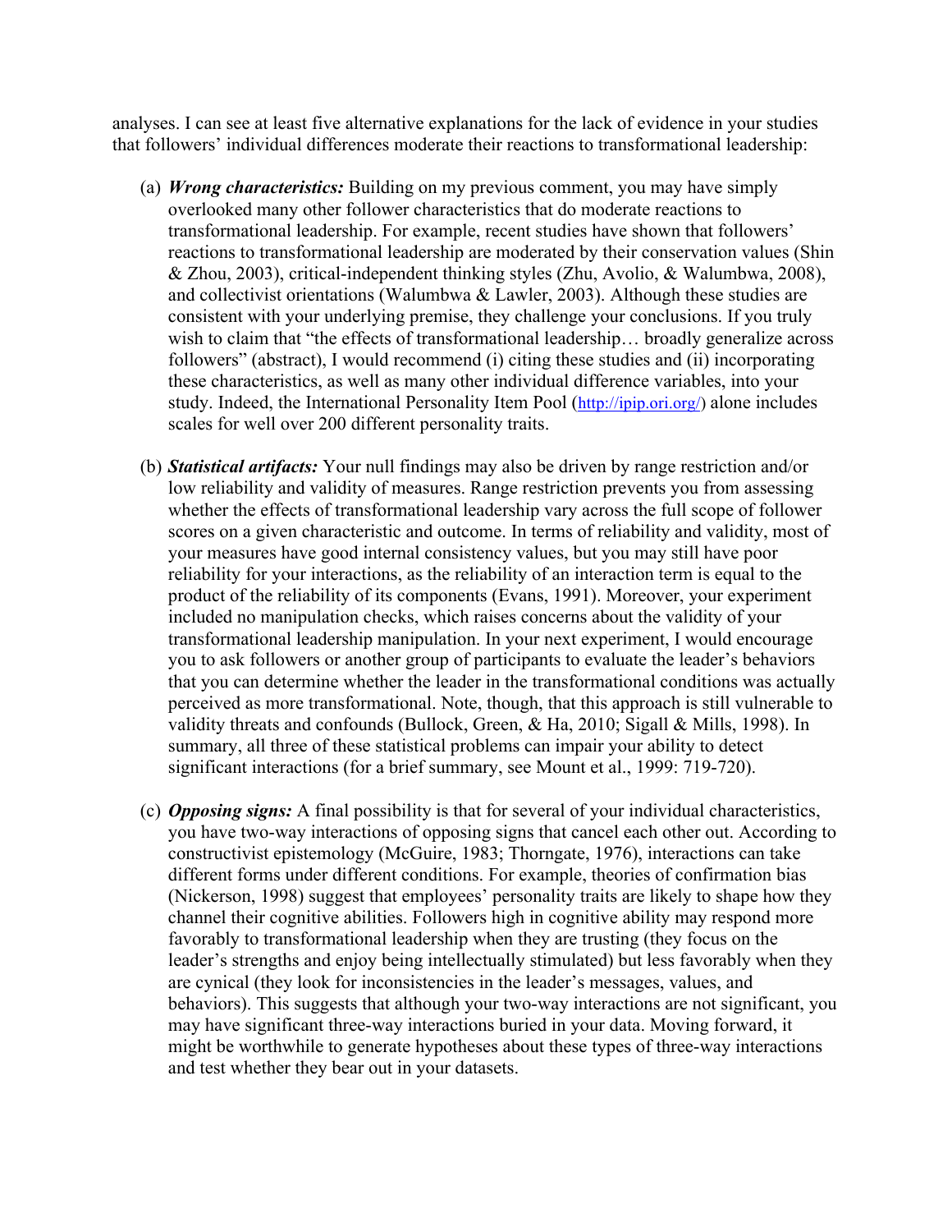analyses. I can see at least five alternative explanations for the lack of evidence in your studies that followers' individual differences moderate their reactions to transformational leadership:

(a) ***Wrong characteristics:*** Building on my previous comment, you may have simply overlooked many other follower characteristics that do moderate reactions to transformational leadership. For example, recent studies have shown that followers' reactions to transformational leadership are moderated by their conservation values (Shin & Zhou, 2003), critical-independent thinking styles (Zhu, Avolio, & Walumbwa, 2008), and collectivist orientations (Walumbwa & Lawler, 2003). Although these studies are consistent with your underlying premise, they challenge your conclusions. If you truly wish to claim that "the effects of transformational leadership… broadly generalize across followers" (abstract), I would recommend (i) citing these studies and (ii) incorporating these characteristics, as well as many other individual difference variables, into your study. Indeed, the International Personality Item Pool (http://ipip.ori.org/) alone includes scales for well over 200 different personality traits.

(b) ***Statistical artifacts:*** Your null findings may also be driven by range restriction and/or low reliability and validity of measures. Range restriction prevents you from assessing whether the effects of transformational leadership vary across the full scope of follower scores on a given characteristic and outcome. In terms of reliability and validity, most of your measures have good internal consistency values, but you may still have poor reliability for your interactions, as the reliability of an interaction term is equal to the product of the reliability of its components (Evans, 1991). Moreover, your experiment included no manipulation checks, which raises concerns about the validity of your transformational leadership manipulation. In your next experiment, I would encourage you to ask followers or another group of participants to evaluate the leader's behaviors that you can determine whether the leader in the transformational conditions was actually perceived as more transformational. Note, though, that this approach is still vulnerable to validity threats and confounds (Bullock, Green, & Ha, 2010; Sigall & Mills, 1998). In summary, all three of these statistical problems can impair your ability to detect significant interactions (for a brief summary, see Mount et al., 1999: 719-720).

(c) ***Opposing signs:*** A final possibility is that for several of your individual characteristics, you have two-way interactions of opposing signs that cancel each other out. According to constructivist epistemology (McGuire, 1983; Thorngate, 1976), interactions can take different forms under different conditions. For example, theories of confirmation bias (Nickerson, 1998) suggest that employees' personality traits are likely to shape how they channel their cognitive abilities. Followers high in cognitive ability may respond more favorably to transformational leadership when they are trusting (they focus on the leader's strengths and enjoy being intellectually stimulated) but less favorably when they are cynical (they look for inconsistencies in the leader's messages, values, and behaviors). This suggests that although your two-way interactions are not significant, you may have significant three-way interactions buried in your data. Moving forward, it might be worthwhile to generate hypotheses about these types of three-way interactions and test whether they bear out in your datasets.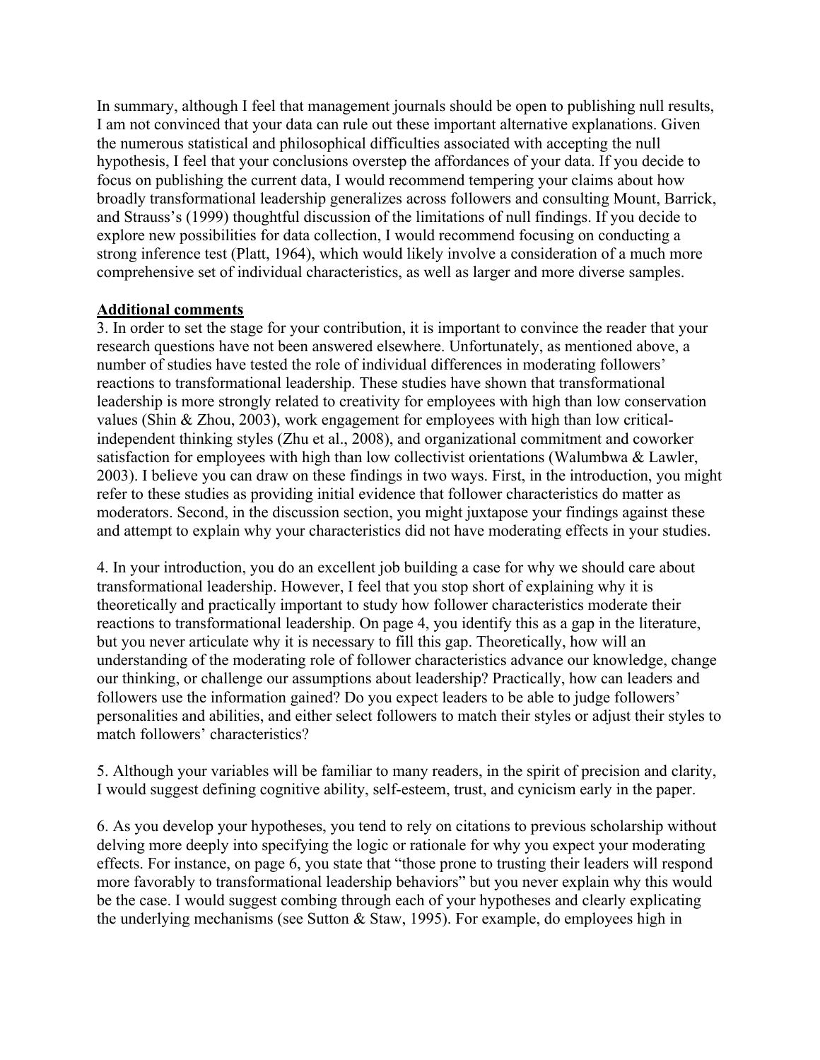In summary, although I feel that management journals should be open to publishing null results, I am not convinced that your data can rule out these important alternative explanations. Given the numerous statistical and philosophical difficulties associated with accepting the null hypothesis, I feel that your conclusions overstep the affordances of your data. If you decide to focus on publishing the current data, I would recommend tempering your claims about how broadly transformational leadership generalizes across followers and consulting Mount, Barrick, and Strauss's (1999) thoughtful discussion of the limitations of null findings. If you decide to explore new possibilities for data collection, I would recommend focusing on conducting a strong inference test (Platt, 1964), which would likely involve a consideration of a much more comprehensive set of individual characteristics, as well as larger and more diverse samples.

**Additional comments**

3. In order to set the stage for your contribution, it is important to convince the reader that your research questions have not been answered elsewhere. Unfortunately, as mentioned above, a number of studies have tested the role of individual differences in moderating followers' reactions to transformational leadership. These studies have shown that transformational leadership is more strongly related to creativity for employees with high than low conservation values (Shin & Zhou, 2003), work engagement for employees with high than low critical-independent thinking styles (Zhu et al., 2008), and organizational commitment and coworker satisfaction for employees with high than low collectivist orientations (Walumbwa & Lawler, 2003). I believe you can draw on these findings in two ways. First, in the introduction, you might refer to these studies as providing initial evidence that follower characteristics do matter as moderators. Second, in the discussion section, you might juxtapose your findings against these and attempt to explain why your characteristics did not have moderating effects in your studies.

4. In your introduction, you do an excellent job building a case for why we should care about transformational leadership. However, I feel that you stop short of explaining why it is theoretically and practically important to study how follower characteristics moderate their reactions to transformational leadership. On page 4, you identify this as a gap in the literature, but you never articulate why it is necessary to fill this gap. Theoretically, how will an understanding of the moderating role of follower characteristics advance our knowledge, change our thinking, or challenge our assumptions about leadership? Practically, how can leaders and followers use the information gained? Do you expect leaders to be able to judge followers' personalities and abilities, and either select followers to match their styles or adjust their styles to match followers' characteristics?

5. Although your variables will be familiar to many readers, in the spirit of precision and clarity, I would suggest defining cognitive ability, self-esteem, trust, and cynicism early in the paper.

6. As you develop your hypotheses, you tend to rely on citations to previous scholarship without delving more deeply into specifying the logic or rationale for why you expect your moderating effects. For instance, on page 6, you state that "those prone to trusting their leaders will respond more favorably to transformational leadership behaviors" but you never explain why this would be the case. I would suggest combing through each of your hypotheses and clearly explicating the underlying mechanisms (see Sutton & Staw, 1995). For example, do employees high in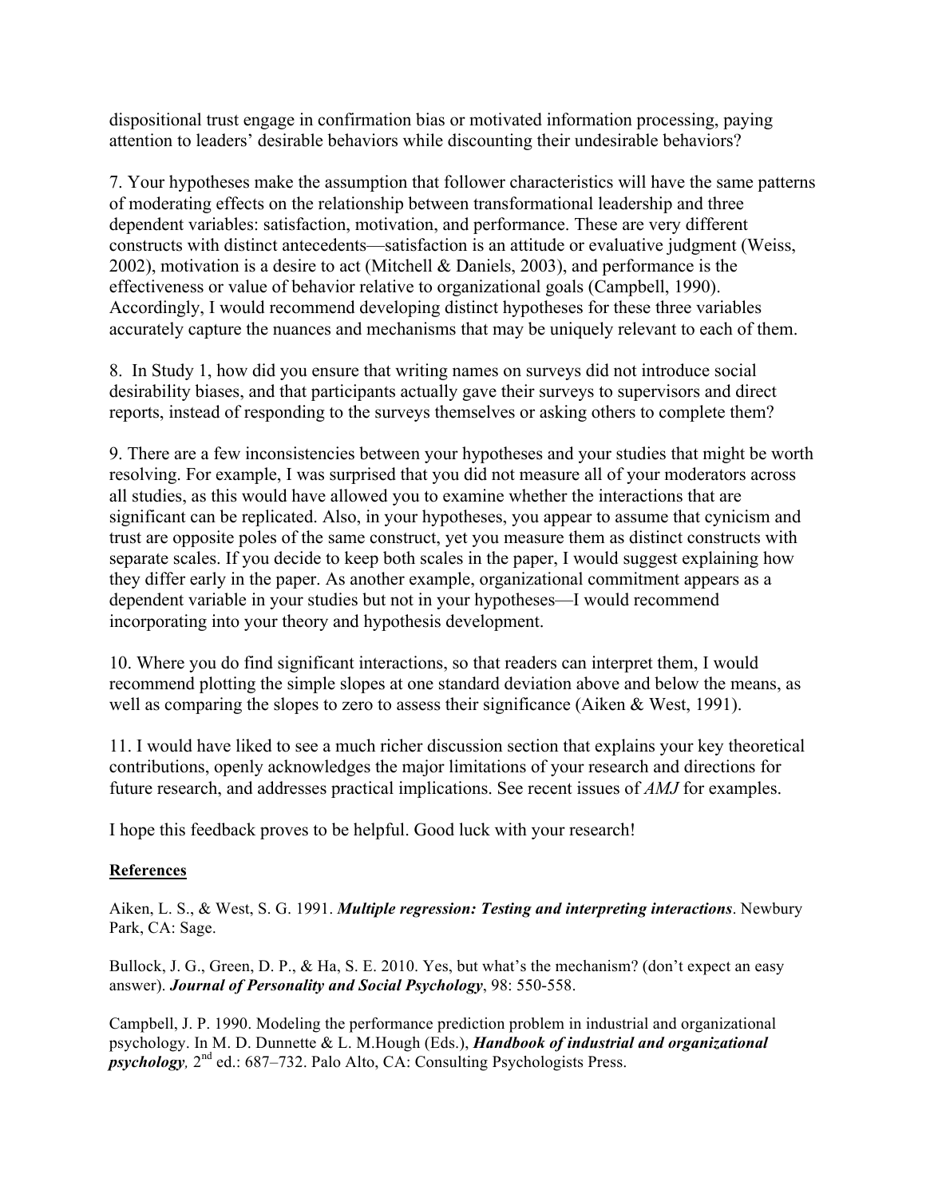dispositional trust engage in confirmation bias or motivated information processing, paying attention to leaders' desirable behaviors while discounting their undesirable behaviors?

7. Your hypotheses make the assumption that follower characteristics will have the same patterns of moderating effects on the relationship between transformational leadership and three dependent variables: satisfaction, motivation, and performance. These are very different constructs with distinct antecedents—satisfaction is an attitude or evaluative judgment (Weiss, 2002), motivation is a desire to act (Mitchell & Daniels, 2003), and performance is the effectiveness or value of behavior relative to organizational goals (Campbell, 1990). Accordingly, I would recommend developing distinct hypotheses for these three variables accurately capture the nuances and mechanisms that may be uniquely relevant to each of them.

8. In Study 1, how did you ensure that writing names on surveys did not introduce social desirability biases, and that participants actually gave their surveys to supervisors and direct reports, instead of responding to the surveys themselves or asking others to complete them?

9. There are a few inconsistencies between your hypotheses and your studies that might be worth resolving. For example, I was surprised that you did not measure all of your moderators across all studies, as this would have allowed you to examine whether the interactions that are significant can be replicated. Also, in your hypotheses, you appear to assume that cynicism and trust are opposite poles of the same construct, yet you measure them as distinct constructs with separate scales. If you decide to keep both scales in the paper, I would suggest explaining how they differ early in the paper. As another example, organizational commitment appears as a dependent variable in your studies but not in your hypotheses—I would recommend incorporating into your theory and hypothesis development.

10. Where you do find significant interactions, so that readers can interpret them, I would recommend plotting the simple slopes at one standard deviation above and below the means, as well as comparing the slopes to zero to assess their significance (Aiken & West, 1991).

11. I would have liked to see a much richer discussion section that explains your key theoretical contributions, openly acknowledges the major limitations of your research and directions for future research, and addresses practical implications. See recent issues of *AMJ* for examples.

I hope this feedback proves to be helpful. Good luck with your research!

**References**

Aiken, L. S., & West, S. G. 1991. ***Multiple regression: Testing and interpreting interactions***. Newbury Park, CA: Sage.

Bullock, J. G., Green, D. P., & Ha, S. E. 2010. Yes, but what's the mechanism? (don't expect an easy answer). ***Journal of Personality and Social Psychology***, 98: 550-558.

Campbell, J. P. 1990. Modeling the performance prediction problem in industrial and organizational psychology. In M. D. Dunnette & L. M.Hough (Eds.), ***Handbook of industrial and organizational psychology***, 2nd ed.: 687–732. Palo Alto, CA: Consulting Psychologists Press.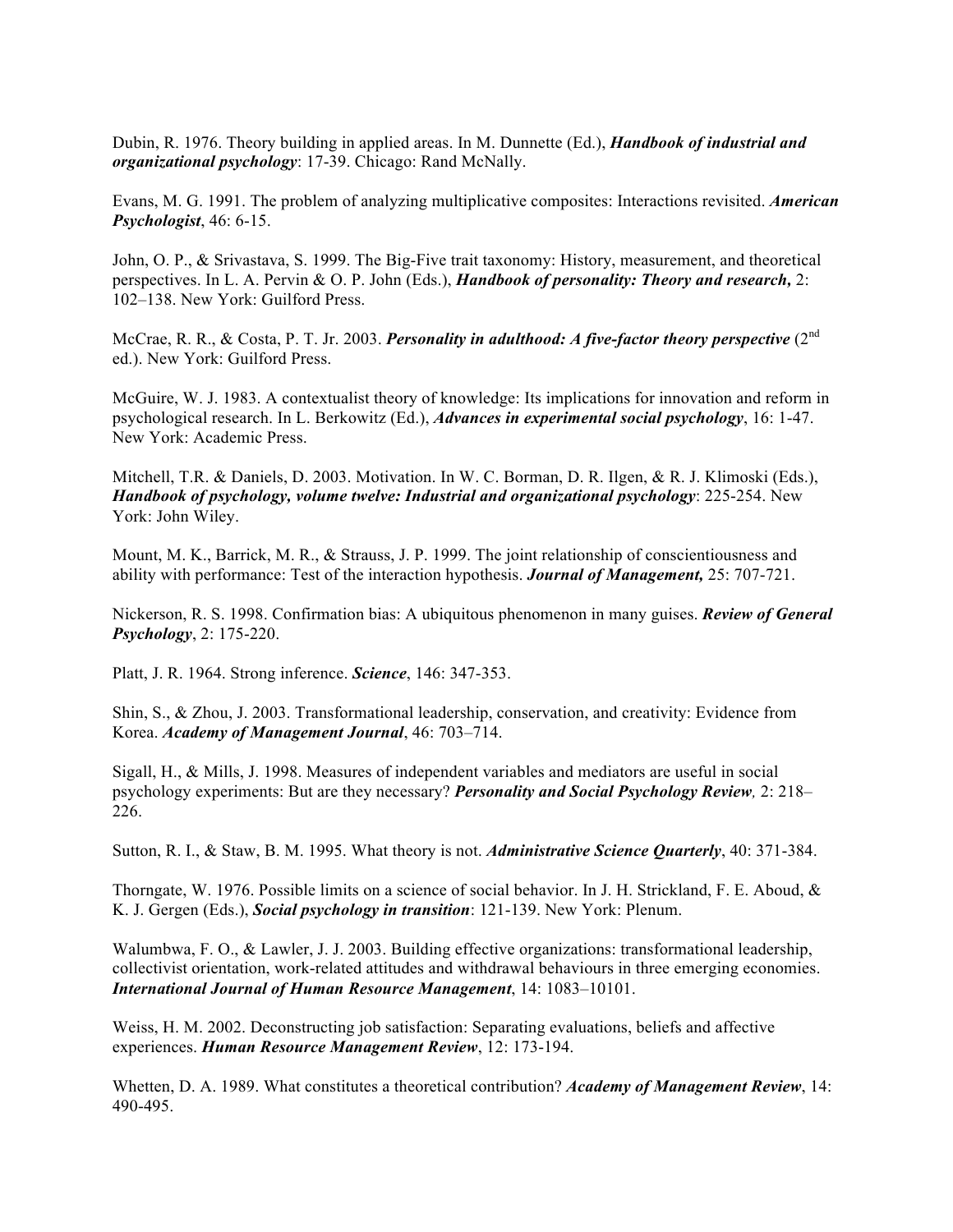Dubin, R. 1976. Theory building in applied areas. In M. Dunnette (Ed.), ***Handbook of industrial and organizational psychology***: 17-39. Chicago: Rand McNally.

Evans, M. G. 1991. The problem of analyzing multiplicative composites: Interactions revisited. ***American Psychologist***, 46: 6-15.

John, O. P., & Srivastava, S. 1999. The Big-Five trait taxonomy: History, measurement, and theoretical perspectives. In L. A. Pervin & O. P. John (Eds.), ***Handbook of personality: Theory and research,*** 2: 102–138. New York: Guilford Press.

McCrae, R. R., & Costa, P. T. Jr. 2003. ***Personality in adulthood: A five-factor theory perspective*** (2nd ed.). New York: Guilford Press.

McGuire, W. J. 1983. A contextualist theory of knowledge: Its implications for innovation and reform in psychological research. In L. Berkowitz (Ed.), ***Advances in experimental social psychology***, 16: 1-47. New York: Academic Press.

Mitchell, T.R. & Daniels, D. 2003. Motivation. In W. C. Borman, D. R. Ilgen, & R. J. Klimoski (Eds.), ***Handbook of psychology, volume twelve: Industrial and organizational psychology***: 225-254. New York: John Wiley.

Mount, M. K., Barrick, M. R., & Strauss, J. P. 1999. The joint relationship of conscientiousness and ability with performance: Test of the interaction hypothesis. ***Journal of Management,*** 25: 707-721.

Nickerson, R. S. 1998. Confirmation bias: A ubiquitous phenomenon in many guises. ***Review of General Psychology***, 2: 175-220.

Platt, J. R. 1964. Strong inference. ***Science***, 146: 347-353.

Shin, S., & Zhou, J. 2003. Transformational leadership, conservation, and creativity: Evidence from Korea. ***Academy of Management Journal***, 46: 703–714.

Sigall, H., & Mills, J. 1998. Measures of independent variables and mediators are useful in social psychology experiments: But are they necessary? ***Personality and Social Psychology Review,*** 2: 218–226.

Sutton, R. I., & Staw, B. M. 1995. What theory is not. ***Administrative Science Quarterly***, 40: 371-384.

Thorngate, W. 1976. Possible limits on a science of social behavior. In J. H. Strickland, F. E. Aboud, & K. J. Gergen (Eds.), ***Social psychology in transition***: 121-139. New York: Plenum.

Walumbwa, F. O., & Lawler, J. J. 2003. Building effective organizations: transformational leadership, collectivist orientation, work-related attitudes and withdrawal behaviours in three emerging economies. ***International Journal of Human Resource Management***, 14: 1083–10101.

Weiss, H. M. 2002. Deconstructing job satisfaction: Separating evaluations, beliefs and affective experiences. ***Human Resource Management Review***, 12: 173-194.

Whetten, D. A. 1989. What constitutes a theoretical contribution? ***Academy of Management Review***, 14: 490-495.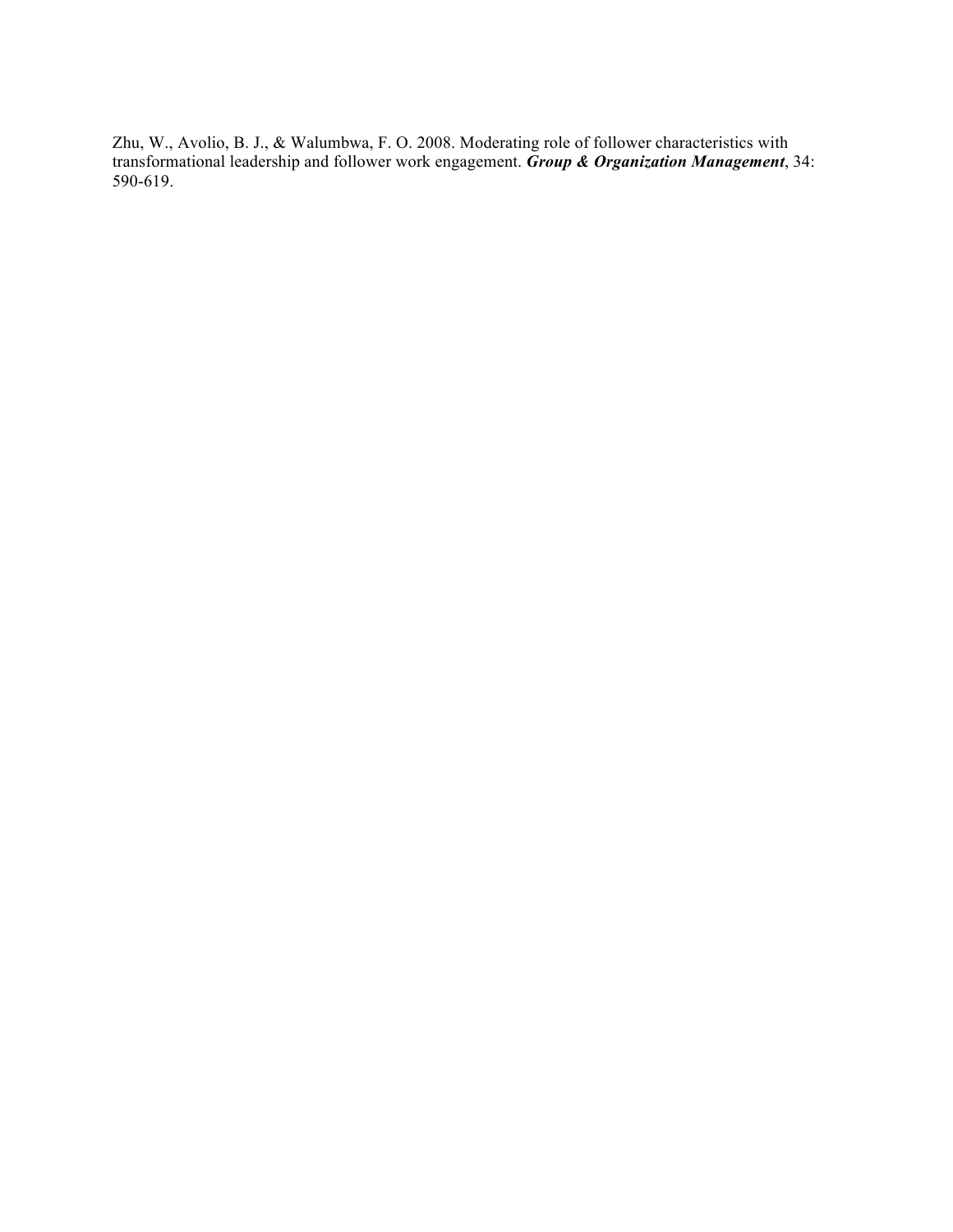Zhu, W., Avolio, B. J., & Walumbwa, F. O. 2008. Moderating role of follower characteristics with transformational leadership and follower work engagement. ***Group & Organization Management***, 34: 590-619.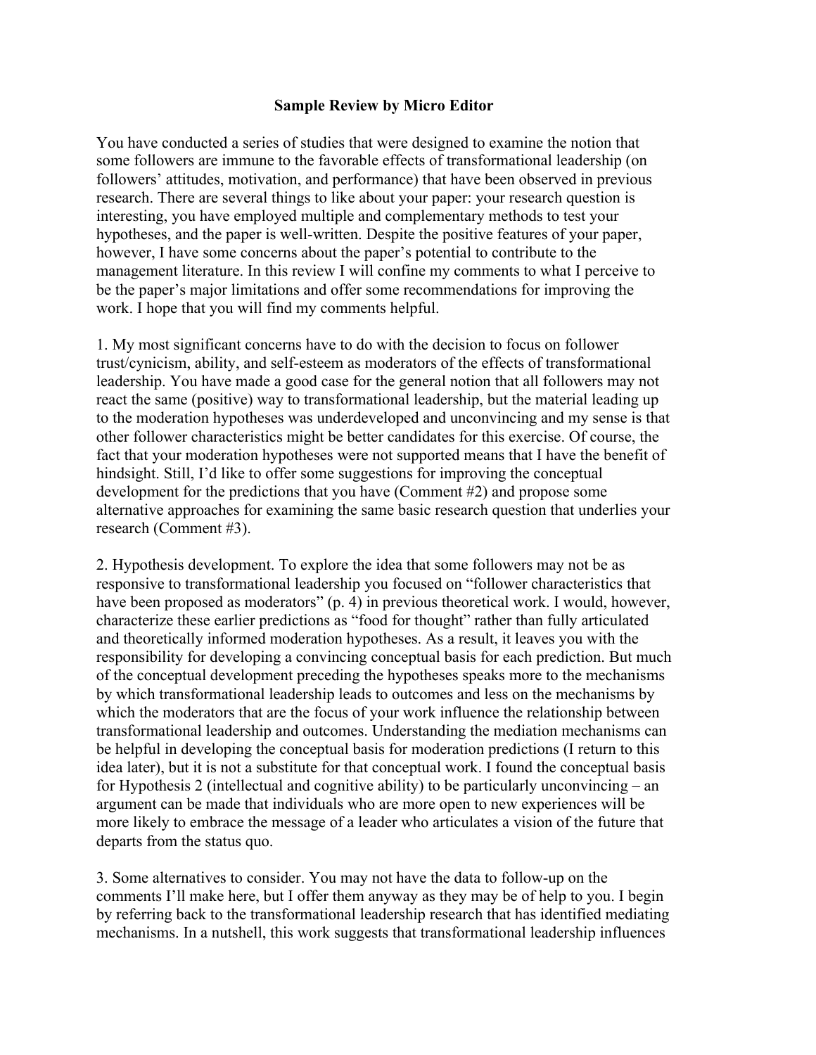**Sample Review by Micro Editor**

You have conducted a series of studies that were designed to examine the notion that some followers are immune to the favorable effects of transformational leadership (on followers' attitudes, motivation, and performance) that have been observed in previous research. There are several things to like about your paper: your research question is interesting, you have employed multiple and complementary methods to test your hypotheses, and the paper is well-written. Despite the positive features of your paper, however, I have some concerns about the paper's potential to contribute to the management literature. In this review I will confine my comments to what I perceive to be the paper's major limitations and offer some recommendations for improving the work. I hope that you will find my comments helpful.

1. My most significant concerns have to do with the decision to focus on follower trust/cynicism, ability, and self-esteem as moderators of the effects of transformational leadership. You have made a good case for the general notion that all followers may not react the same (positive) way to transformational leadership, but the material leading up to the moderation hypotheses was underdeveloped and unconvincing and my sense is that other follower characteristics might be better candidates for this exercise. Of course, the fact that your moderation hypotheses were not supported means that I have the benefit of hindsight. Still, I'd like to offer some suggestions for improving the conceptual development for the predictions that you have (Comment #2) and propose some alternative approaches for examining the same basic research question that underlies your research (Comment #3).

2. Hypothesis development. To explore the idea that some followers may not be as responsive to transformational leadership you focused on "follower characteristics that have been proposed as moderators" (p. 4) in previous theoretical work. I would, however, characterize these earlier predictions as "food for thought" rather than fully articulated and theoretically informed moderation hypotheses. As a result, it leaves you with the responsibility for developing a convincing conceptual basis for each prediction. But much of the conceptual development preceding the hypotheses speaks more to the mechanisms by which transformational leadership leads to outcomes and less on the mechanisms by which the moderators that are the focus of your work influence the relationship between transformational leadership and outcomes. Understanding the mediation mechanisms can be helpful in developing the conceptual basis for moderation predictions (I return to this idea later), but it is not a substitute for that conceptual work. I found the conceptual basis for Hypothesis 2 (intellectual and cognitive ability) to be particularly unconvincing – an argument can be made that individuals who are more open to new experiences will be more likely to embrace the message of a leader who articulates a vision of the future that departs from the status quo.

3. Some alternatives to consider. You may not have the data to follow-up on the comments I'll make here, but I offer them anyway as they may be of help to you. I begin by referring back to the transformational leadership research that has identified mediating mechanisms. In a nutshell, this work suggests that transformational leadership influences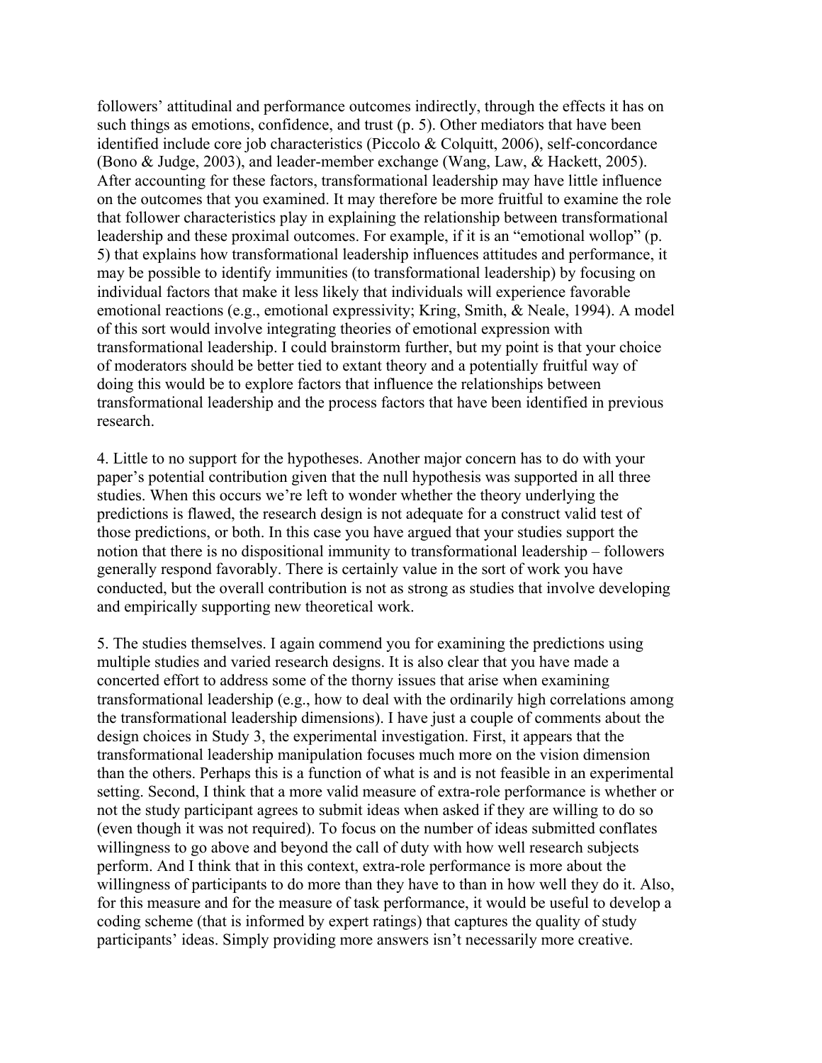followers' attitudinal and performance outcomes indirectly, through the effects it has on such things as emotions, confidence, and trust (p. 5). Other mediators that have been identified include core job characteristics (Piccolo & Colquitt, 2006), self-concordance (Bono & Judge, 2003), and leader-member exchange (Wang, Law, & Hackett, 2005). After accounting for these factors, transformational leadership may have little influence on the outcomes that you examined. It may therefore be more fruitful to examine the role that follower characteristics play in explaining the relationship between transformational leadership and these proximal outcomes. For example, if it is an "emotional wollop" (p. 5) that explains how transformational leadership influences attitudes and performance, it may be possible to identify immunities (to transformational leadership) by focusing on individual factors that make it less likely that individuals will experience favorable emotional reactions (e.g., emotional expressivity; Kring, Smith, & Neale, 1994). A model of this sort would involve integrating theories of emotional expression with transformational leadership. I could brainstorm further, but my point is that your choice of moderators should be better tied to extant theory and a potentially fruitful way of doing this would be to explore factors that influence the relationships between transformational leadership and the process factors that have been identified in previous research.

4. Little to no support for the hypotheses. Another major concern has to do with your paper's potential contribution given that the null hypothesis was supported in all three studies. When this occurs we're left to wonder whether the theory underlying the predictions is flawed, the research design is not adequate for a construct valid test of those predictions, or both. In this case you have argued that your studies support the notion that there is no dispositional immunity to transformational leadership – followers generally respond favorably. There is certainly value in the sort of work you have conducted, but the overall contribution is not as strong as studies that involve developing and empirically supporting new theoretical work.

5. The studies themselves. I again commend you for examining the predictions using multiple studies and varied research designs. It is also clear that you have made a concerted effort to address some of the thorny issues that arise when examining transformational leadership (e.g., how to deal with the ordinarily high correlations among the transformational leadership dimensions). I have just a couple of comments about the design choices in Study 3, the experimental investigation. First, it appears that the transformational leadership manipulation focuses much more on the vision dimension than the others. Perhaps this is a function of what is and is not feasible in an experimental setting. Second, I think that a more valid measure of extra-role performance is whether or not the study participant agrees to submit ideas when asked if they are willing to do so (even though it was not required). To focus on the number of ideas submitted conflates willingness to go above and beyond the call of duty with how well research subjects perform. And I think that in this context, extra-role performance is more about the willingness of participants to do more than they have to than in how well they do it. Also, for this measure and for the measure of task performance, it would be useful to develop a coding scheme (that is informed by expert ratings) that captures the quality of study participants' ideas. Simply providing more answers isn't necessarily more creative.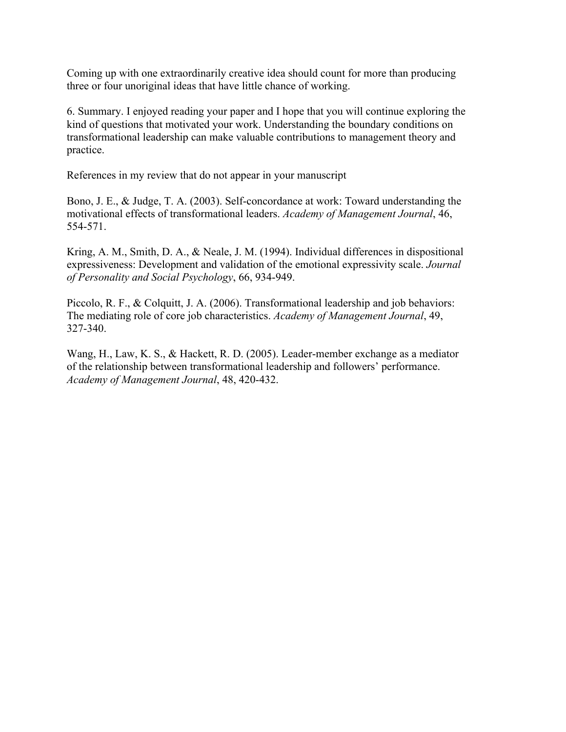Coming up with one extraordinarily creative idea should count for more than producing three or four unoriginal ideas that have little chance of working.

6. Summary. I enjoyed reading your paper and I hope that you will continue exploring the kind of questions that motivated your work. Understanding the boundary conditions on transformational leadership can make valuable contributions to management theory and practice.

References in my review that do not appear in your manuscript

Bono, J. E., & Judge, T. A. (2003). Self-concordance at work: Toward understanding the motivational effects of transformational leaders. *Academy of Management Journal*, 46, 554-571.

Kring, A. M., Smith, D. A., & Neale, J. M. (1994). Individual differences in dispositional expressiveness: Development and validation of the emotional expressivity scale. *Journal of Personality and Social Psychology*, 66, 934-949.

Piccolo, R. F., & Colquitt, J. A. (2006). Transformational leadership and job behaviors: The mediating role of core job characteristics. *Academy of Management Journal*, 49, 327-340.

Wang, H., Law, K. S., & Hackett, R. D. (2005). Leader-member exchange as a mediator of the relationship between transformational leadership and followers' performance. *Academy of Management Journal*, 48, 420-432.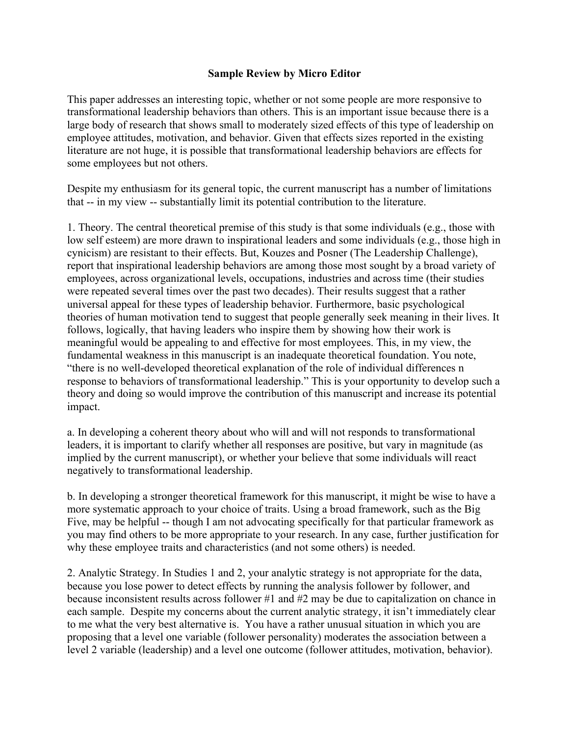**Sample Review by Micro Editor**

This paper addresses an interesting topic, whether or not some people are more responsive to transformational leadership behaviors than others. This is an important issue because there is a large body of research that shows small to moderately sized effects of this type of leadership on employee attitudes, motivation, and behavior. Given that effects sizes reported in the existing literature are not huge, it is possible that transformational leadership behaviors are effects for some employees but not others.

Despite my enthusiasm for its general topic, the current manuscript has a number of limitations that -- in my view -- substantially limit its potential contribution to the literature.

1. Theory. The central theoretical premise of this study is that some individuals (e.g., those with low self esteem) are more drawn to inspirational leaders and some individuals (e.g., those high in cynicism) are resistant to their effects. But, Kouzes and Posner (The Leadership Challenge), report that inspirational leadership behaviors are among those most sought by a broad variety of employees, across organizational levels, occupations, industries and across time (their studies were repeated several times over the past two decades). Their results suggest that a rather universal appeal for these types of leadership behavior. Furthermore, basic psychological theories of human motivation tend to suggest that people generally seek meaning in their lives. It follows, logically, that having leaders who inspire them by showing how their work is meaningful would be appealing to and effective for most employees. This, in my view, the fundamental weakness in this manuscript is an inadequate theoretical foundation. You note, "there is no well-developed theoretical explanation of the role of individual differences n response to behaviors of transformational leadership." This is your opportunity to develop such a theory and doing so would improve the contribution of this manuscript and increase its potential impact.

a. In developing a coherent theory about who will and will not respond to transformational leaders, it is important to clarify whether all responses are positive, but vary in magnitude (as implied by the current manuscript), or whether your believe that some individuals will react negatively to transformational leadership.

b. In developing a stronger theoretical framework for this manuscript, it might be wise to have a more systematic approach to your choice of traits. Using a broad framework, such as the Big Five, may be helpful -- though I am not advocating specifically for that particular framework as you may find others to be more appropriate to your research. In any case, further justification for why these employee traits and characteristics (and not some others) is needed.

2. Analytic Strategy. In Studies 1 and 2, your analytic strategy is not appropriate for the data, because you lose power to detect effects by running the analysis follower by follower, and because inconsistent results across follower #1 and #2 may be due to capitalization on chance in each sample. Despite my concerns about the current analytic strategy, it isn't immediately clear to me what the very best alternative is. You have a rather unusual situation in which you are proposing that a level one variable (follower personality) moderates the association between a level 2 variable (leadership) and a level one outcome (follower attitudes, motivation, behavior).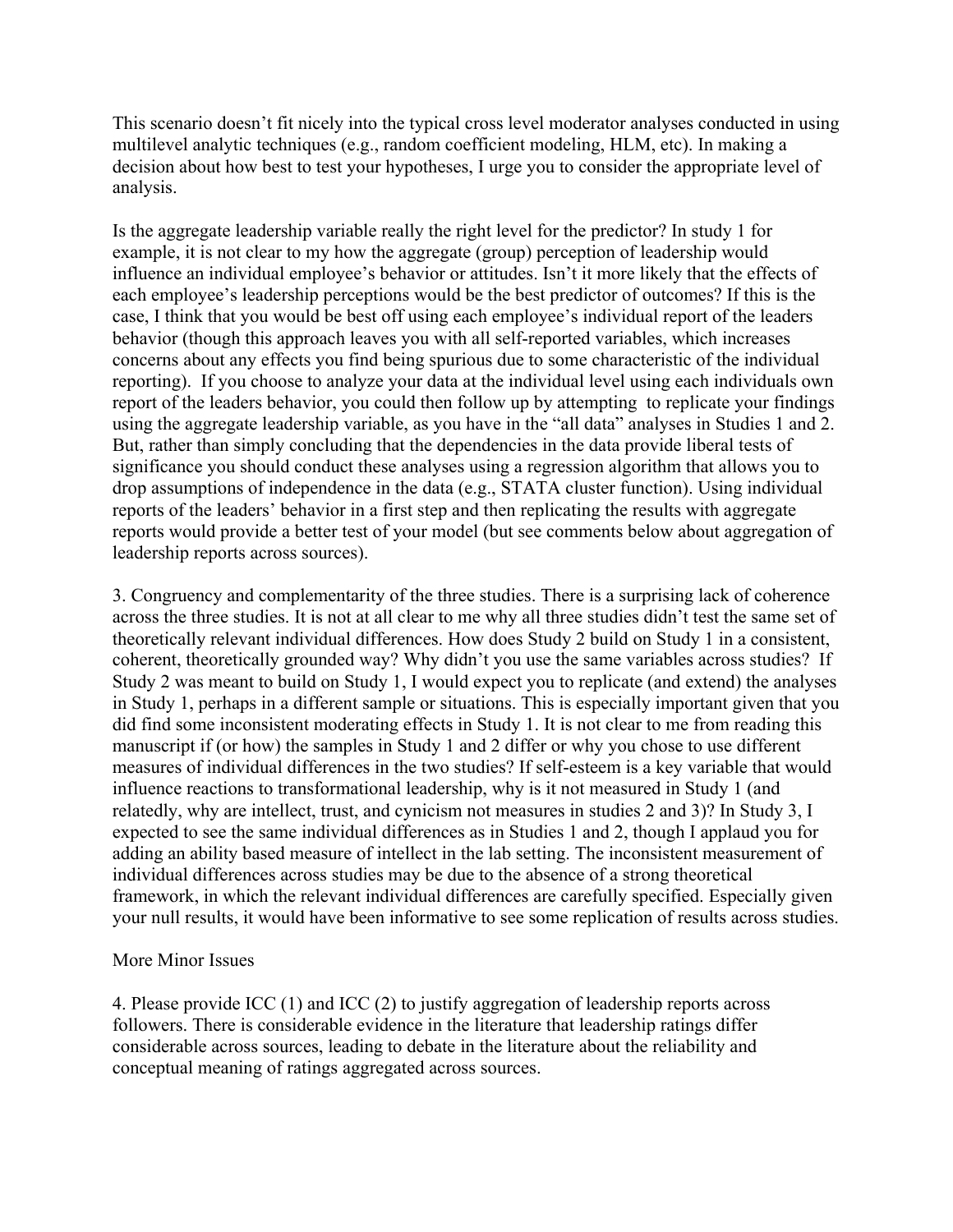This scenario doesn't fit nicely into the typical cross level moderator analyses conducted in using multilevel analytic techniques (e.g., random coefficient modeling, HLM, etc). In making a decision about how best to test your hypotheses, I urge you to consider the appropriate level of analysis.

Is the aggregate leadership variable really the right level for the predictor? In study 1 for example, it is not clear to my how the aggregate (group) perception of leadership would influence an individual employee's behavior or attitudes. Isn't it more likely that the effects of each employee's leadership perceptions would be the best predictor of outcomes? If this is the case, I think that you would be best off using each employee's individual report of the leaders behavior (though this approach leaves you with all self-reported variables, which increases concerns about any effects you find being spurious due to some characteristic of the individual reporting). If you choose to analyze your data at the individual level using each individuals own report of the leaders behavior, you could then follow up by attempting to replicate your findings using the aggregate leadership variable, as you have in the "all data" analyses in Studies 1 and 2. But, rather than simply concluding that the dependencies in the data provide liberal tests of significance you should conduct these analyses using a regression algorithm that allows you to drop assumptions of independence in the data (e.g., STATA cluster function). Using individual reports of the leaders' behavior in a first step and then replicating the results with aggregate reports would provide a better test of your model (but see comments below about aggregation of leadership reports across sources).

3. Congruency and complementarity of the three studies. There is a surprising lack of coherence across the three studies. It is not at all clear to me why all three studies didn't test the same set of theoretically relevant individual differences. How does Study 2 build on Study 1 in a consistent, coherent, theoretically grounded way? Why didn't you use the same variables across studies? If Study 2 was meant to build on Study 1, I would expect you to replicate (and extend) the analyses in Study 1, perhaps in a different sample or situations. This is especially important given that you did find some inconsistent moderating effects in Study 1. It is not clear to me from reading this manuscript if (or how) the samples in Study 1 and 2 differ or why you chose to use different measures of individual differences in the two studies? If self-esteem is a key variable that would influence reactions to transformational leadership, why is it not measured in Study 1 (and relatedly, why are intellect, trust, and cynicism not measures in studies 2 and 3)? In Study 3, I expected to see the same individual differences as in Studies 1 and 2, though I applaud you for adding an ability based measure of intellect in the lab setting. The inconsistent measurement of individual differences across studies may be due to the absence of a strong theoretical framework, in which the relevant individual differences are carefully specified. Especially given your null results, it would have been informative to see some replication of results across studies.

More Minor Issues

4. Please provide ICC (1) and ICC (2) to justify aggregation of leadership reports across followers. There is considerable evidence in the literature that leadership ratings differ considerable across sources, leading to debate in the literature about the reliability and conceptual meaning of ratings aggregated across sources.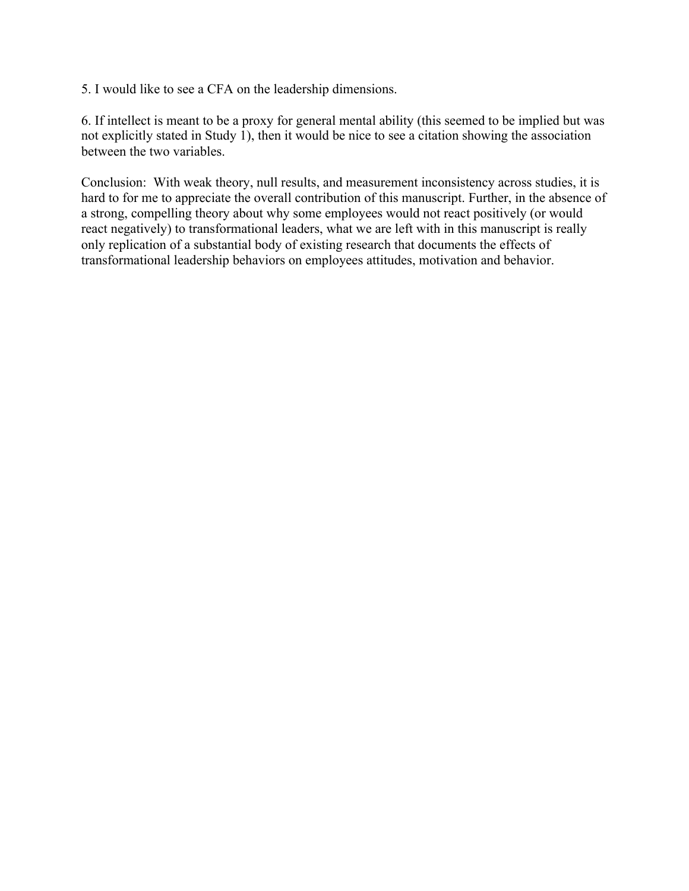5. I would like to see a CFA on the leadership dimensions.

6. If intellect is meant to be a proxy for general mental ability (this seemed to be implied but was not explicitly stated in Study 1), then it would be nice to see a citation showing the association between the two variables.

Conclusion: With weak theory, null results, and measurement inconsistency across studies, it is hard to for me to appreciate the overall contribution of this manuscript. Further, in the absence of a strong, compelling theory about why some employees would not react positively (or would react negatively) to transformational leaders, what we are left with in this manuscript is really only replication of a substantial body of existing research that documents the effects of transformational leadership behaviors on employees attitudes, motivation and behavior.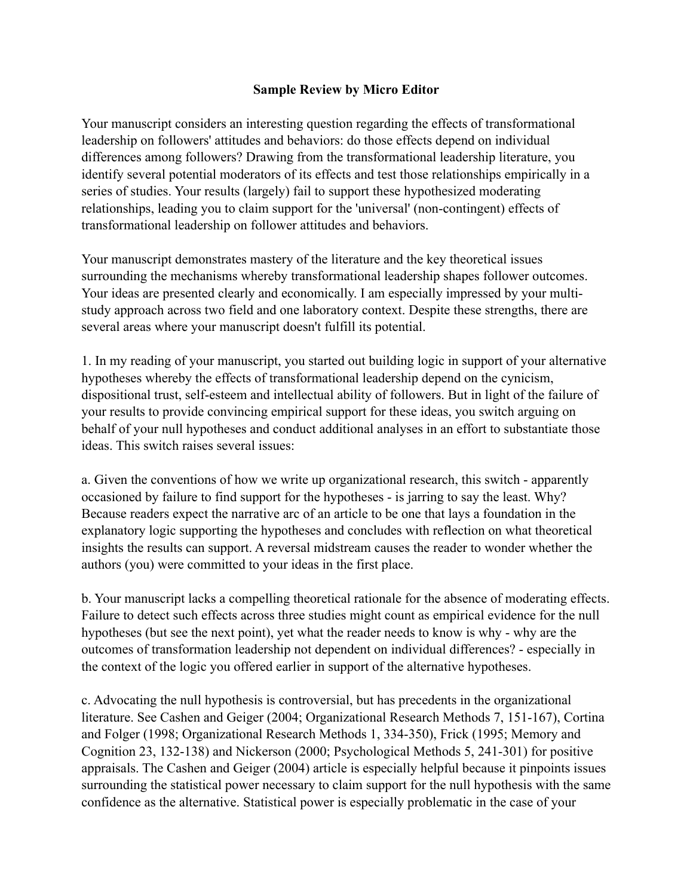**Sample Review by Micro Editor**

Your manuscript considers an interesting question regarding the effects of transformational leadership on followers' attitudes and behaviors: do those effects depend on individual differences among followers? Drawing from the transformational leadership literature, you identify several potential moderators of its effects and test those relationships empirically in a series of studies. Your results (largely) fail to support these hypothesized moderating relationships, leading you to claim support for the 'universal' (non-contingent) effects of transformational leadership on follower attitudes and behaviors.

Your manuscript demonstrates mastery of the literature and the key theoretical issues surrounding the mechanisms whereby transformational leadership shapes follower outcomes. Your ideas are presented clearly and economically. I am especially impressed by your multi-study approach across two field and one laboratory context. Despite these strengths, there are several areas where your manuscript doesn't fulfill its potential.

1. In my reading of your manuscript, you started out building logic in support of your alternative hypotheses whereby the effects of transformational leadership depend on the cynicism, dispositional trust, self-esteem and intellectual ability of followers. But in light of the failure of your results to provide convincing empirical support for these ideas, you switch arguing on behalf of your null hypotheses and conduct additional analyses in an effort to substantiate those ideas. This switch raises several issues:

a. Given the conventions of how we write up organizational research, this switch - apparently occasioned by failure to find support for the hypotheses - is jarring to say the least. Why? Because readers expect the narrative arc of an article to be one that lays a foundation in the explanatory logic supporting the hypotheses and concludes with reflection on what theoretical insights the results can support. A reversal midstream causes the reader to wonder whether the authors (you) were committed to your ideas in the first place.

b. Your manuscript lacks a compelling theoretical rationale for the absence of moderating effects. Failure to detect such effects across three studies might count as empirical evidence for the null hypotheses (but see the next point), yet what the reader needs to know is why - why are the outcomes of transformation leadership not dependent on individual differences? - especially in the context of the logic you offered earlier in support of the alternative hypotheses.

c. Advocating the null hypothesis is controversial, but has precedents in the organizational literature. See Cashen and Geiger (2004; Organizational Research Methods 7, 151-167), Cortina and Folger (1998; Organizational Research Methods 1, 334-350), Frick (1995; Memory and Cognition 23, 132-138) and Nickerson (2000; Psychological Methods 5, 241-301) for positive appraisals. The Cashen and Geiger (2004) article is especially helpful because it pinpoints issues surrounding the statistical power necessary to claim support for the null hypothesis with the same confidence as the alternative. Statistical power is especially problematic in the case of your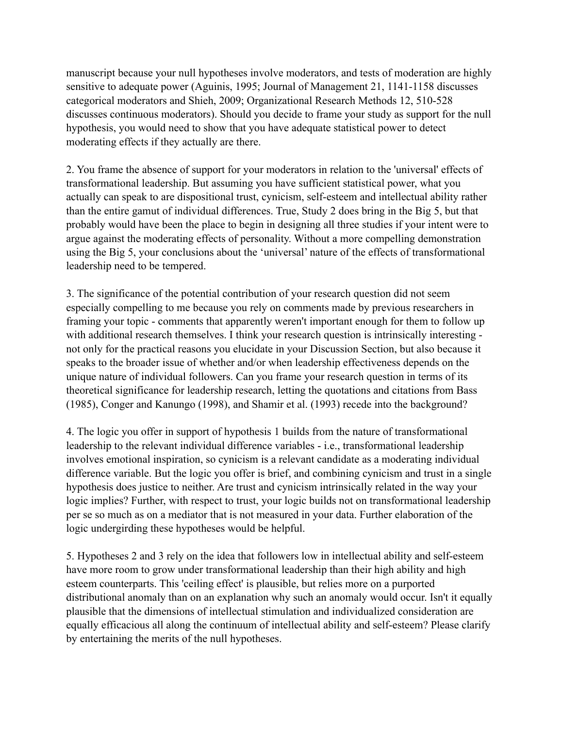manuscript because your null hypotheses involve moderators, and tests of moderation are highly sensitive to adequate power (Aguinis, 1995; Journal of Management 21, 1141-1158 discusses categorical moderators and Shieh, 2009; Organizational Research Methods 12, 510-528 discusses continuous moderators). Should you decide to frame your study as support for the null hypothesis, you would need to show that you have adequate statistical power to detect moderating effects if they actually are there.

2. You frame the absence of support for your moderators in relation to the 'universal' effects of transformational leadership. But assuming you have sufficient statistical power, what you actually can speak to are dispositional trust, cynicism, self-esteem and intellectual ability rather than the entire gamut of individual differences. True, Study 2 does bring in the Big 5, but that probably would have been the place to begin in designing all three studies if your intent were to argue against the moderating effects of personality. Without a more compelling demonstration using the Big 5, your conclusions about the 'universal' nature of the effects of transformational leadership need to be tempered.

3. The significance of the potential contribution of your research question did not seem especially compelling to me because you rely on comments made by previous researchers in framing your topic - comments that apparently weren't important enough for them to follow up with additional research themselves. I think your research question is intrinsically interesting - not only for the practical reasons you elucidate in your Discussion Section, but also because it speaks to the broader issue of whether and/or when leadership effectiveness depends on the unique nature of individual followers. Can you frame your research question in terms of its theoretical significance for leadership research, letting the quotations and citations from Bass (1985), Conger and Kanungo (1998), and Shamir et al. (1993) recede into the background?

4. The logic you offer in support of hypothesis 1 builds from the nature of transformational leadership to the relevant individual difference variables - i.e., transformational leadership involves emotional inspiration, so cynicism is a relevant candidate as a moderating individual difference variable. But the logic you offer is brief, and combining cynicism and trust in a single hypothesis does justice to neither. Are trust and cynicism intrinsically related in the way your logic implies? Further, with respect to trust, your logic builds not on transformational leadership per se so much as on a mediator that is not measured in your data. Further elaboration of the logic undergirding these hypotheses would be helpful.

5. Hypotheses 2 and 3 rely on the idea that followers low in intellectual ability and self-esteem have more room to grow under transformational leadership than their high ability and high esteem counterparts. This 'ceiling effect' is plausible, but relies more on a purported distributional anomaly than on an explanation why such an anomaly would occur. Isn't it equally plausible that the dimensions of intellectual stimulation and individualized consideration are equally efficacious all along the continuum of intellectual ability and self-esteem? Please clarify by entertaining the merits of the null hypotheses.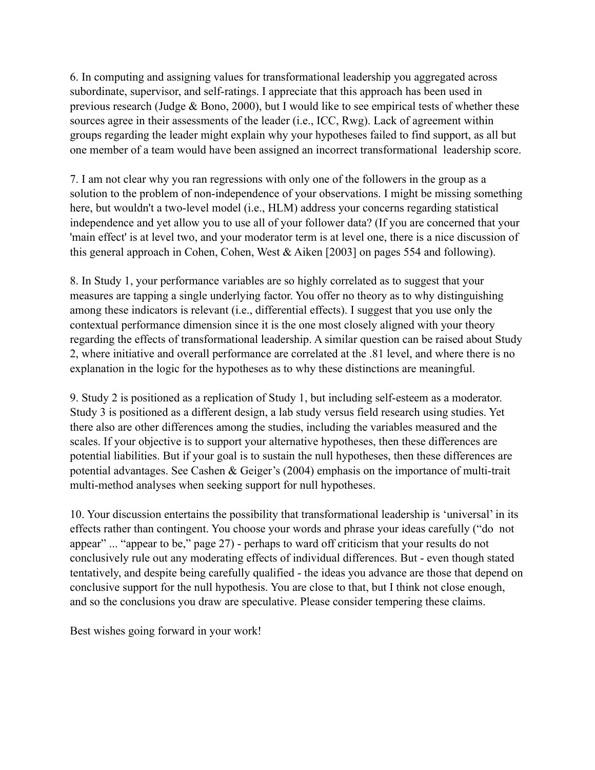6. In computing and assigning values for transformational leadership you aggregated across subordinate, supervisor, and self-ratings. I appreciate that this approach has been used in previous research (Judge & Bono, 2000), but I would like to see empirical tests of whether these sources agree in their assessments of the leader (i.e., ICC, Rwg). Lack of agreement within groups regarding the leader might explain why your hypotheses failed to find support, as all but one member of a team would have been assigned an incorrect transformational leadership score.

7. I am not clear why you ran regressions with only one of the followers in the group as a solution to the problem of non-independence of your observations. I might be missing something here, but wouldn't a two-level model (i.e., HLM) address your concerns regarding statistical independence and yet allow you to use all of your follower data? (If you are concerned that your 'main effect' is at level two, and your moderator term is at level one, there is a nice discussion of this general approach in Cohen, Cohen, West & Aiken [2003] on pages 554 and following).

8. In Study 1, your performance variables are so highly correlated as to suggest that your measures are tapping a single underlying factor. You offer no theory as to why distinguishing among these indicators is relevant (i.e., differential effects). I suggest that you use only the contextual performance dimension since it is the one most closely aligned with your theory regarding the effects of transformational leadership. A similar question can be raised about Study 2, where initiative and overall performance are correlated at the .81 level, and where there is no explanation in the logic for the hypotheses as to why these distinctions are meaningful.

9. Study 2 is positioned as a replication of Study 1, but including self-esteem as a moderator. Study 3 is positioned as a different design, a lab study versus field research using studies. Yet there also are other differences among the studies, including the variables measured and the scales. If your objective is to support your alternative hypotheses, then these differences are potential liabilities. But if your goal is to sustain the null hypotheses, then these differences are potential advantages. See Cashen & Geiger's (2004) emphasis on the importance of multi-trait multi-method analyses when seeking support for null hypotheses.

10. Your discussion entertains the possibility that transformational leadership is 'universal' in its effects rather than contingent. You choose your words and phrase your ideas carefully ("do not appear" ... "appear to be," page 27) - perhaps to ward off criticism that your results do not conclusively rule out any moderating effects of individual differences. But - even though stated tentatively, and despite being carefully qualified - the ideas you advance are those that depend on conclusive support for the null hypothesis. You are close to that, but I think not close enough, and so the conclusions you draw are speculative. Please consider tempering these claims.

Best wishes going forward in your work!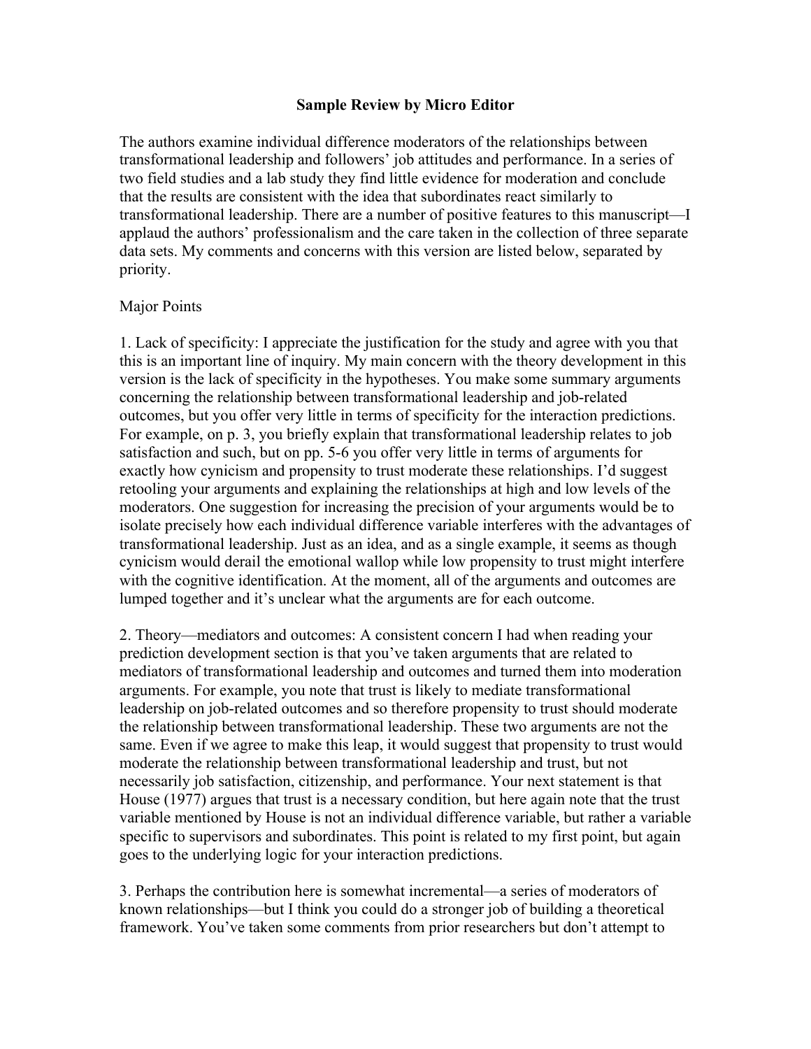## Sample Review by Micro Editor

The authors examine individual difference moderators of the relationships between transformational leadership and followers' job attitudes and performance. In a series of two field studies and a lab study they find little evidence for moderation and conclude that the results are consistent with the idea that subordinates react similarly to transformational leadership. There are a number of positive features to this manuscript—I applaud the authors' professionalism and the care taken in the collection of three separate data sets. My comments and concerns with this version are listed below, separated by priority.

Major Points

1. Lack of specificity: I appreciate the justification for the study and agree with you that this is an important line of inquiry. My main concern with the theory development in this version is the lack of specificity in the hypotheses. You make some summary arguments concerning the relationship between transformational leadership and job-related outcomes, but you offer very little in terms of specificity for the interaction predictions. For example, on p. 3, you briefly explain that transformational leadership relates to job satisfaction and such, but on pp. 5-6 you offer very little in terms of arguments for exactly how cynicism and propensity to trust moderate these relationships. I'd suggest retooling your arguments and explaining the relationships at high and low levels of the moderators. One suggestion for increasing the precision of your arguments would be to isolate precisely how each individual difference variable interferes with the advantages of transformational leadership. Just as an idea, and as a single example, it seems as though cynicism would derail the emotional wallop while low propensity to trust might interfere with the cognitive identification. At the moment, all of the arguments and outcomes are lumped together and it's unclear what the arguments are for each outcome.

2. Theory—mediators and outcomes: A consistent concern I had when reading your prediction development section is that you've taken arguments that are related to mediators of transformational leadership and outcomes and turned them into moderation arguments. For example, you note that trust is likely to mediate transformational leadership on job-related outcomes and so therefore propensity to trust should moderate the relationship between transformational leadership. These two arguments are not the same. Even if we agree to make this leap, it would suggest that propensity to trust would moderate the relationship between transformational leadership and trust, but not necessarily job satisfaction, citizenship, and performance. Your next statement is that House (1977) argues that trust is a necessary condition, but here again note that the trust variable mentioned by House is not an individual difference variable, but rather a variable specific to supervisors and subordinates. This point is related to my first point, but again goes to the underlying logic for your interaction predictions.

3. Perhaps the contribution here is somewhat incremental—a series of moderators of known relationships—but I think you could do a stronger job of building a theoretical framework. You've taken some comments from prior researchers but don't attempt to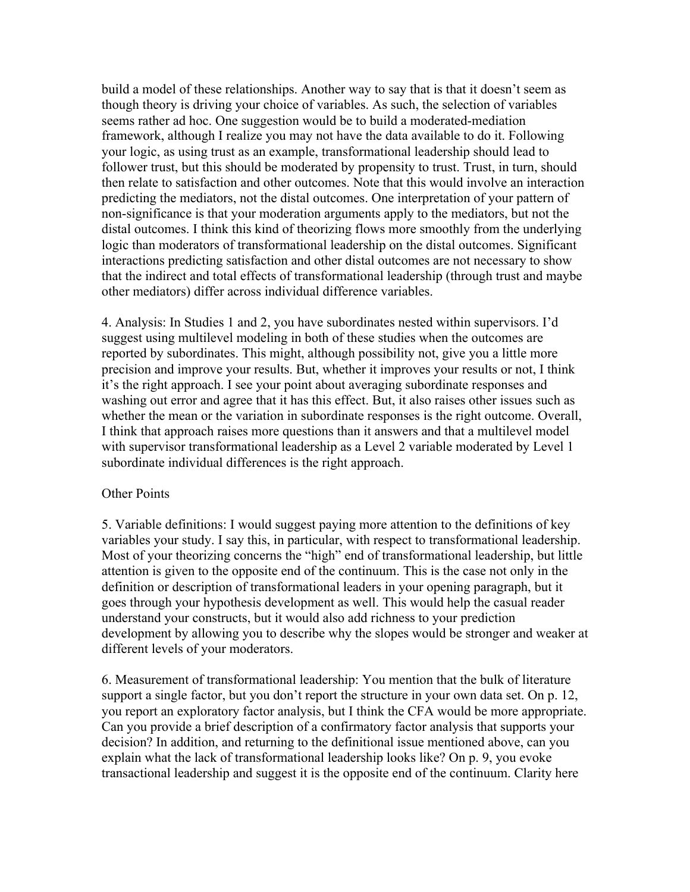build a model of these relationships. Another way to say that is that it doesn't seem as though theory is driving your choice of variables. As such, the selection of variables seems rather ad hoc. One suggestion would be to build a moderated-mediation framework, although I realize you may not have the data available to do it. Following your logic, as using trust as an example, transformational leadership should lead to follower trust, but this should be moderated by propensity to trust. Trust, in turn, should then relate to satisfaction and other outcomes. Note that this would involve an interaction predicting the mediators, not the distal outcomes. One interpretation of your pattern of non-significance is that your moderation arguments apply to the mediators, but not the distal outcomes. I think this kind of theorizing flows more smoothly from the underlying logic than moderators of transformational leadership on the distal outcomes. Significant interactions predicting satisfaction and other distal outcomes are not necessary to show that the indirect and total effects of transformational leadership (through trust and maybe other mediators) differ across individual difference variables.

4. Analysis: In Studies 1 and 2, you have subordinates nested within supervisors. I'd suggest using multilevel modeling in both of these studies when the outcomes are reported by subordinates. This might, although possibility not, give you a little more precision and improve your results. But, whether it improves your results or not, I think it's the right approach. I see your point about averaging subordinate responses and washing out error and agree that it has this effect. But, it also raises other issues such as whether the mean or the variation in subordinate responses is the right outcome. Overall, I think that approach raises more questions than it answers and that a multilevel model with supervisor transformational leadership as a Level 2 variable moderated by Level 1 subordinate individual differences is the right approach.

Other Points

5. Variable definitions: I would suggest paying more attention to the definitions of key variables your study. I say this, in particular, with respect to transformational leadership. Most of your theorizing concerns the "high" end of transformational leadership, but little attention is given to the opposite end of the continuum. This is the case not only in the definition or description of transformational leaders in your opening paragraph, but it goes through your hypothesis development as well. This would help the casual reader understand your constructs, but it would also add richness to your prediction development by allowing you to describe why the slopes would be stronger and weaker at different levels of your moderators.

6. Measurement of transformational leadership: You mention that the bulk of literature support a single factor, but you don't report the structure in your own data set. On p. 12, you report an exploratory factor analysis, but I think the CFA would be more appropriate. Can you provide a brief description of a confirmatory factor analysis that supports your decision? In addition, and returning to the definitional issue mentioned above, can you explain what the lack of transformational leadership looks like? On p. 9, you evoke transactional leadership and suggest it is the opposite end of the continuum. Clarity here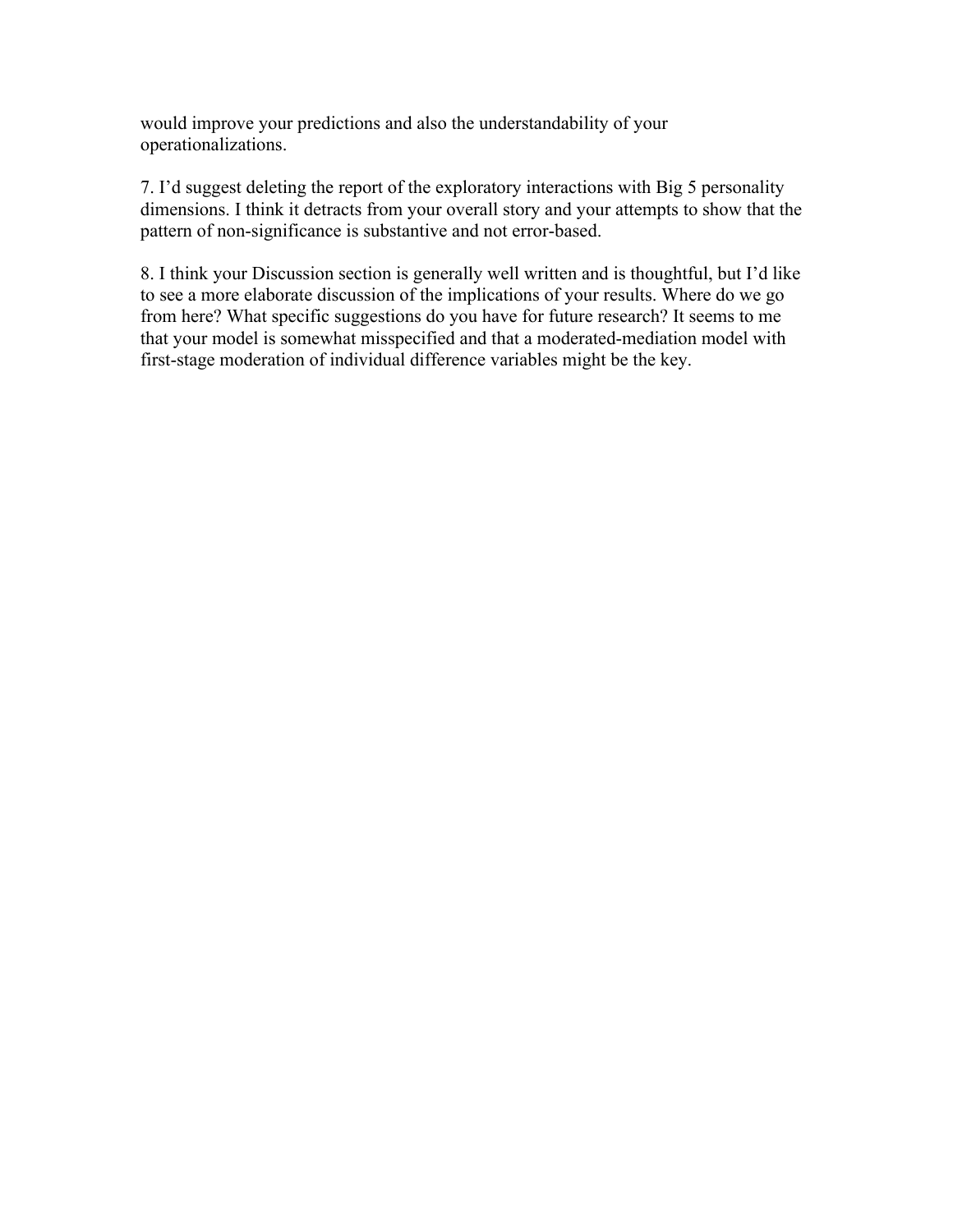would improve your predictions and also the understandability of your operationalizations.

7. I'd suggest deleting the report of the exploratory interactions with Big 5 personality dimensions. I think it detracts from your overall story and your attempts to show that the pattern of non-significance is substantive and not error-based.

8. I think your Discussion section is generally well written and is thoughtful, but I'd like to see a more elaborate discussion of the implications of your results. Where do we go from here? What specific suggestions do you have for future research? It seems to me that your model is somewhat misspecified and that a moderated-mediation model with first-stage moderation of individual difference variables might be the key.